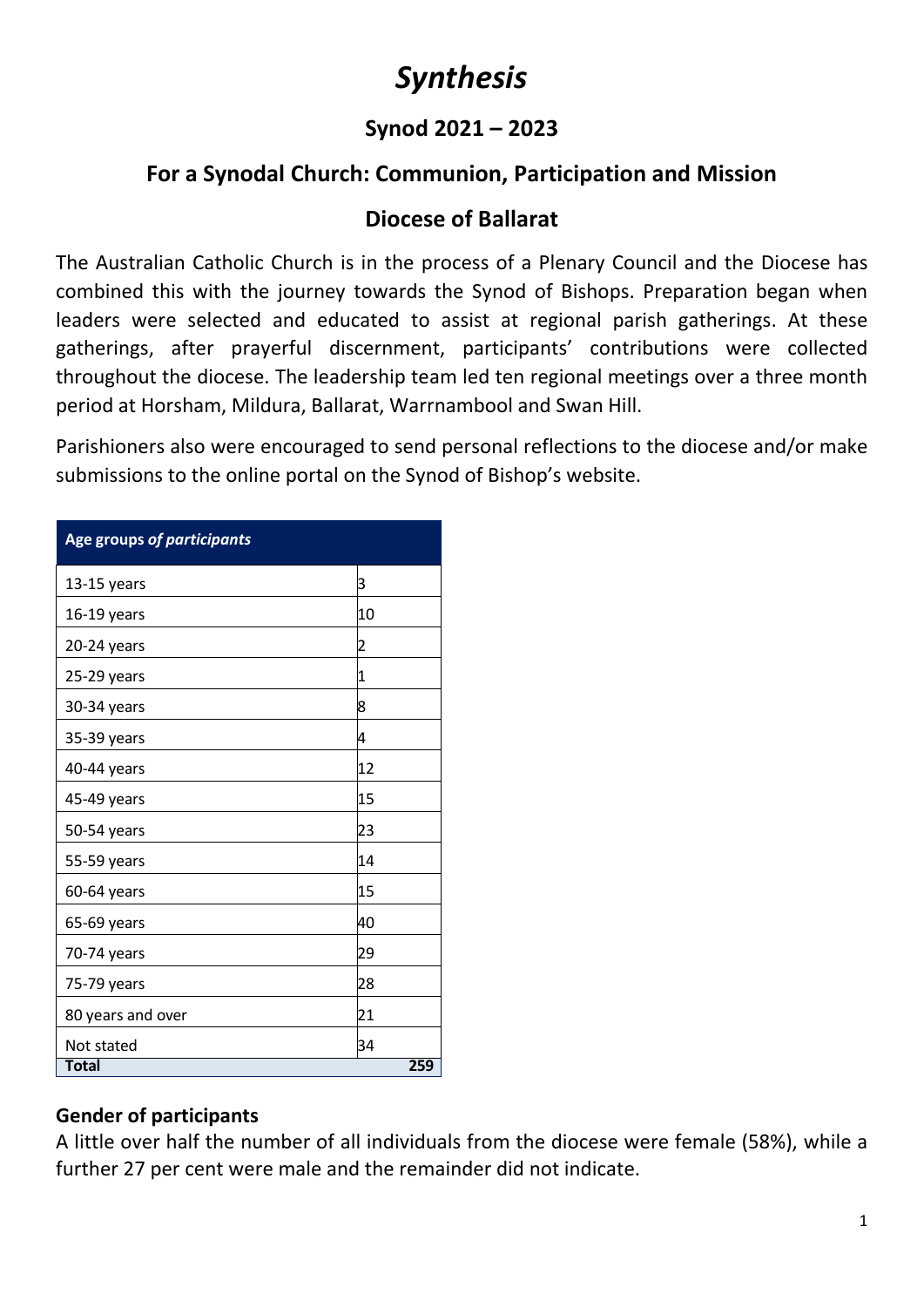# *Synthesis*

## Synod 2021 – 2023

## For a Synodal Church: Communion, Participation and Mission

## Diocese of Ballarat

The Australian Catholic Church is in the process of a Plenary Council and the Diocese has combined this with the journey towards the Synod of Bishops. Preparation began when leaders were selected and educated to assist at regional parish gatherings. At these gatherings, after prayerful discernment, participants' contributions were collected throughout the diocese. The leadership team led ten regional meetings over a three month period at Horsham, Mildura, Ballarat, Warrnambool and Swan Hill.

Parishioners also were encouraged to send personal reflections to the diocese and/or make submissions to the online portal on the Synod of Bishop's website.

| Age groups *of participants* | |
|---|---|
| 13-15 years | 3 |
| 16-19 years | 10 |
| 20-24 years | 2 |
| 25-29 years | 1 |
| 30-34 years | 8 |
| 35-39 years | 4 |
| 40-44 years | 12 |
| 45-49 years | 15 |
| 50-54 years | 23 |
| 55-59 years | 14 |
| 60-64 years | 15 |
| 65-69 years | 40 |
| 70-74 years | 29 |
| 75-79 years | 28 |
| 80 years and over | 21 |
| Not stated | 34 |
| **Total** | **259** |

**Gender of participants**

A little over half the number of all individuals from the diocese were female (58%), while a further 27 per cent were male and the remainder did not indicate.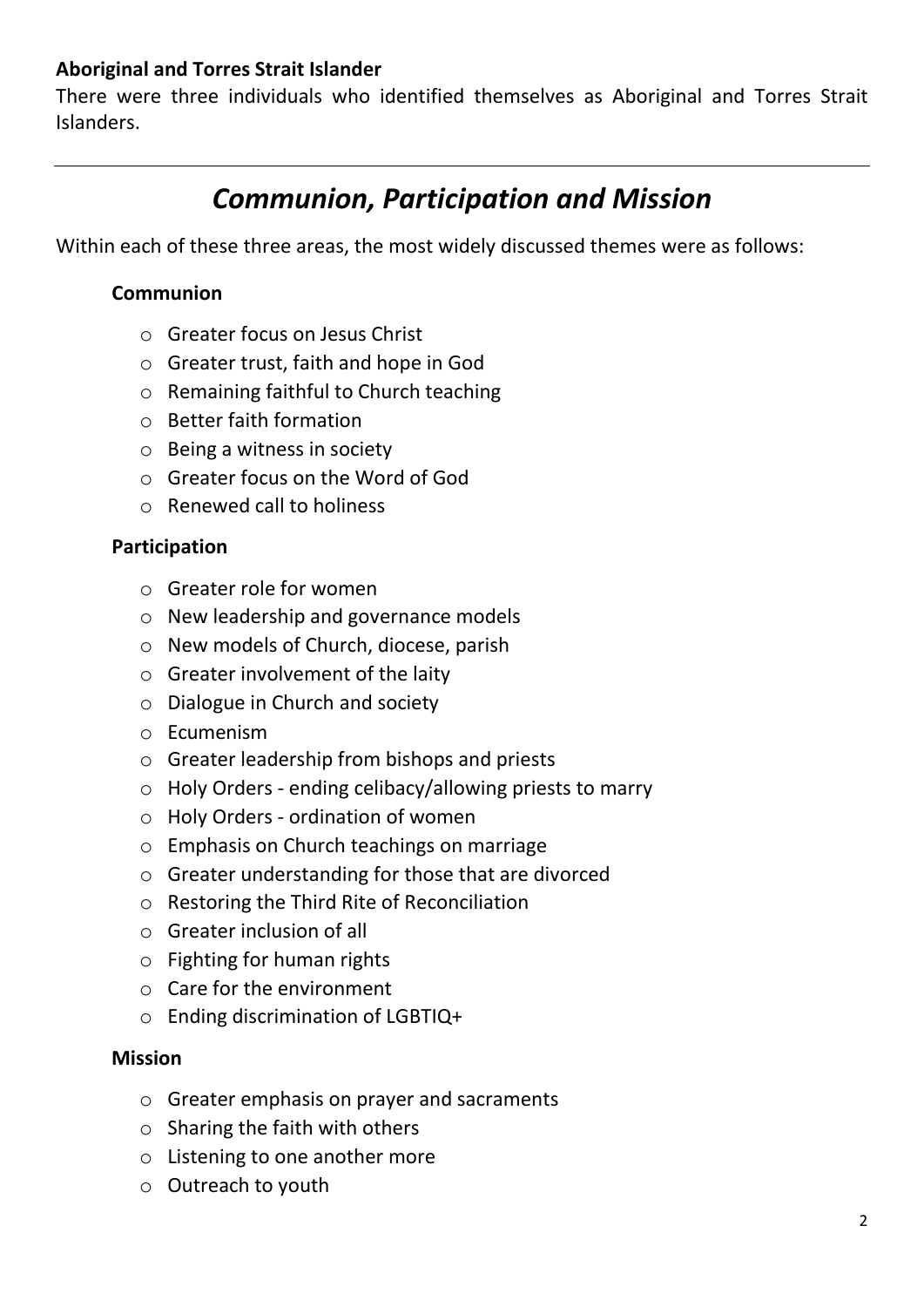**Aboriginal and Torres Strait Islander**

There were three individuals who identified themselves as Aboriginal and Torres Strait Islanders.

---

# *Communion, Participation and Mission*

Within each of these three areas, the most widely discussed themes were as follows:

**Communion**

- Greater focus on Jesus Christ
- Greater trust, faith and hope in God
- Remaining faithful to Church teaching
- Better faith formation
- Being a witness in society
- Greater focus on the Word of God
- Renewed call to holiness

**Participation**

- Greater role for women
- New leadership and governance models
- New models of Church, diocese, parish
- Greater involvement of the laity
- Dialogue in Church and society
- Ecumenism
- Greater leadership from bishops and priests
- Holy Orders - ending celibacy/allowing priests to marry
- Holy Orders - ordination of women
- Emphasis on Church teachings on marriage
- Greater understanding for those that are divorced
- Restoring the Third Rite of Reconciliation
- Greater inclusion of all
- Fighting for human rights
- Care for the environment
- Ending discrimination of LGBTIQ+

**Mission**

- Greater emphasis on prayer and sacraments
- Sharing the faith with others
- Listening to one another more
- Outreach to youth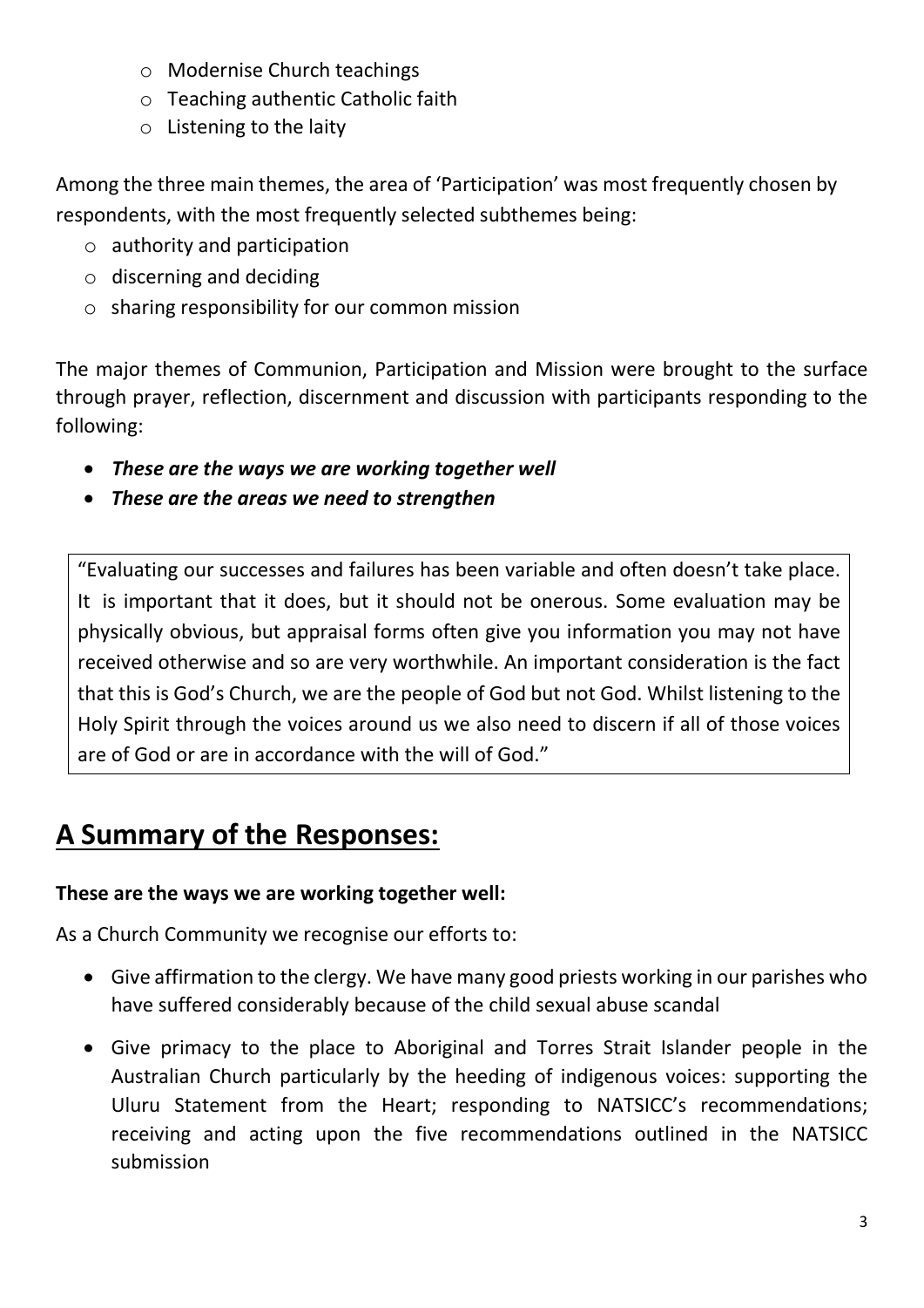- Modernise Church teachings
- Teaching authentic Catholic faith
- Listening to the laity

Among the three main themes, the area of 'Participation' was most frequently chosen by respondents, with the most frequently selected subthemes being:

- authority and participation
- discerning and deciding
- sharing responsibility for our common mission

The major themes of Communion, Participation and Mission were brought to the surface through prayer, reflection, discernment and discussion with participants responding to the following:

- ***These are the ways we are working together well***
- ***These are the areas we need to strengthen***

> "Evaluating our successes and failures has been variable and often doesn't take place. It is important that it does, but it should not be onerous. Some evaluation may be physically obvious, but appraisal forms often give you information you may not have received otherwise and so are very worthwhile. An important consideration is the fact that this is God's Church, we are the people of God but not God. Whilst listening to the Holy Spirit through the voices around us we also need to discern if all of those voices are of God or are in accordance with the will of God."

## A Summary of the Responses:

**These are the ways we are working together well:**

As a Church Community we recognise our efforts to:

- Give affirmation to the clergy. We have many good priests working in our parishes who have suffered considerably because of the child sexual abuse scandal
- Give primacy to the place to Aboriginal and Torres Strait Islander people in the Australian Church particularly by the heeding of indigenous voices: supporting the Uluru Statement from the Heart; responding to NATSICC's recommendations; receiving and acting upon the five recommendations outlined in the NATSICC submission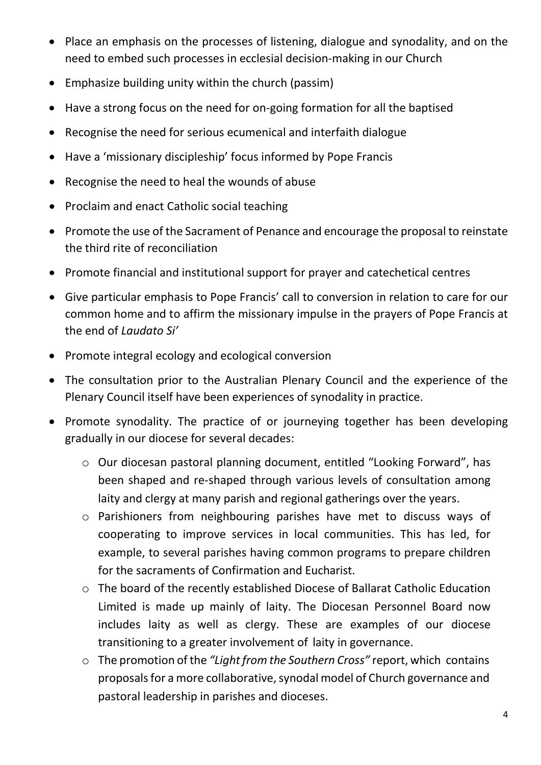- Place an emphasis on the processes of listening, dialogue and synodality, and on the need to embed such processes in ecclesial decision-making in our Church
- Emphasize building unity within the church (passim)
- Have a strong focus on the need for on-going formation for all the baptised
- Recognise the need for serious ecumenical and interfaith dialogue
- Have a 'missionary discipleship' focus informed by Pope Francis
- Recognise the need to heal the wounds of abuse
- Proclaim and enact Catholic social teaching
- Promote the use of the Sacrament of Penance and encourage the proposal to reinstate the third rite of reconciliation
- Promote financial and institutional support for prayer and catechetical centres
- Give particular emphasis to Pope Francis' call to conversion in relation to care for our common home and to affirm the missionary impulse in the prayers of Pope Francis at the end of *Laudato Si'*
- Promote integral ecology and ecological conversion
- The consultation prior to the Australian Plenary Council and the experience of the Plenary Council itself have been experiences of synodality in practice.
- Promote synodality. The practice of or journeying together has been developing gradually in our diocese for several decades:
  - Our diocesan pastoral planning document, entitled "Looking Forward", has been shaped and re-shaped through various levels of consultation among laity and clergy at many parish and regional gatherings over the years.
  - Parishioners from neighbouring parishes have met to discuss ways of cooperating to improve services in local communities. This has led, for example, to several parishes having common programs to prepare children for the sacraments of Confirmation and Eucharist.
  - The board of the recently established Diocese of Ballarat Catholic Education Limited is made up mainly of laity. The Diocesan Personnel Board now includes laity as well as clergy. These are examples of our diocese transitioning to a greater involvement of laity in governance.
  - The promotion of the *"Light from the Southern Cross"* report, which contains proposals for a more collaborative, synodal model of Church governance and pastoral leadership in parishes and dioceses.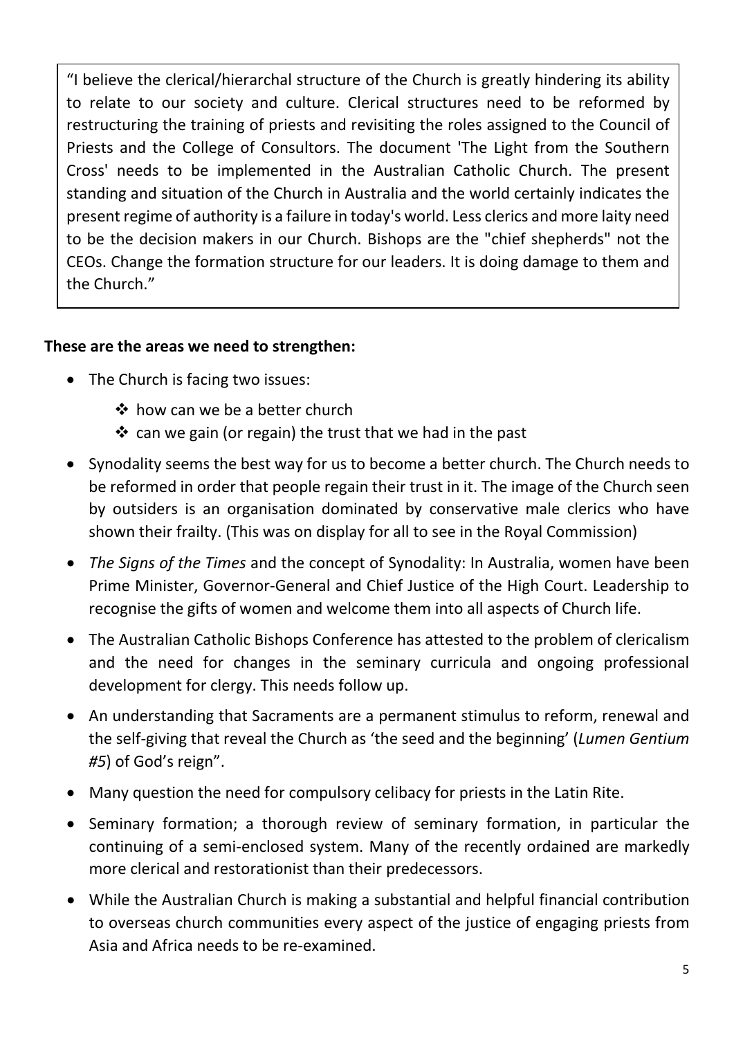> "I believe the clerical/hierarchal structure of the Church is greatly hindering its ability to relate to our society and culture. Clerical structures need to be reformed by restructuring the training of priests and revisiting the roles assigned to the Council of Priests and the College of Consultors. The document 'The Light from the Southern Cross' needs to be implemented in the Australian Catholic Church. The present standing and situation of the Church in Australia and the world certainly indicates the present regime of authority is a failure in today's world. Less clerics and more laity need to be the decision makers in our Church. Bishops are the "chief shepherds" not the CEOs. Change the formation structure for our leaders. It is doing damage to them and the Church."

**These are the areas we need to strengthen:**

- The Church is facing two issues:
  - how can we be a better church
  - can we gain (or regain) the trust that we had in the past
- Synodality seems the best way for us to become a better church. The Church needs to be reformed in order that people regain their trust in it. The image of the Church seen by outsiders is an organisation dominated by conservative male clerics who have shown their frailty. (This was on display for all to see in the Royal Commission)
- *The Signs of the Times* and the concept of Synodality: In Australia, women have been Prime Minister, Governor-General and Chief Justice of the High Court. Leadership to recognise the gifts of women and welcome them into all aspects of Church life.
- The Australian Catholic Bishops Conference has attested to the problem of clericalism and the need for changes in the seminary curricula and ongoing professional development for clergy. This needs follow up.
- An understanding that Sacraments are a permanent stimulus to reform, renewal and the self-giving that reveal the Church as 'the seed and the beginning' (*Lumen Gentium #5*) of God's reign".
- Many question the need for compulsory celibacy for priests in the Latin Rite.
- Seminary formation; a thorough review of seminary formation, in particular the continuing of a semi-enclosed system. Many of the recently ordained are markedly more clerical and restorationist than their predecessors.
- While the Australian Church is making a substantial and helpful financial contribution to overseas church communities every aspect of the justice of engaging priests from Asia and Africa needs to be re-examined.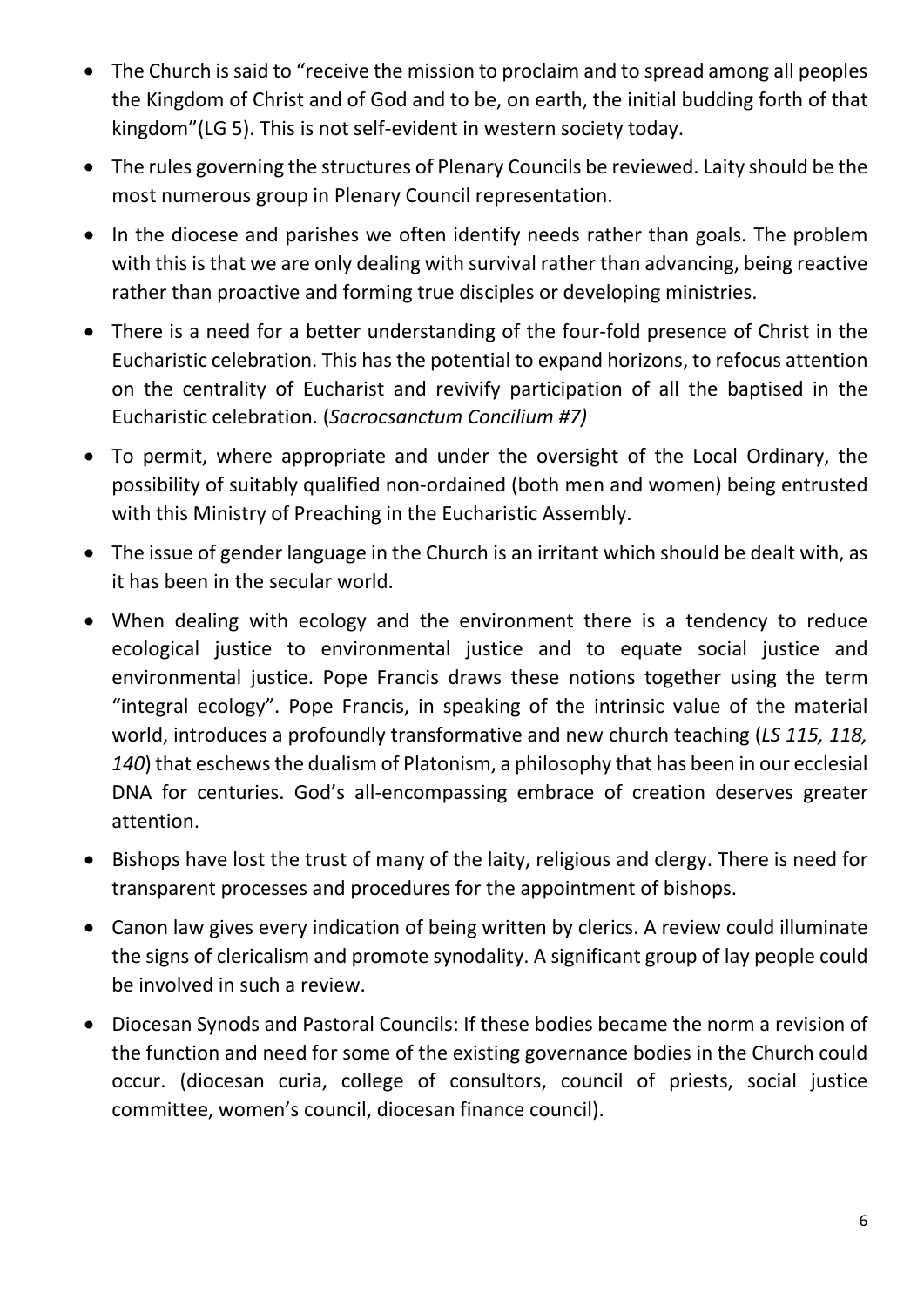- The Church is said to "receive the mission to proclaim and to spread among all peoples the Kingdom of Christ and of God and to be, on earth, the initial budding forth of that kingdom"(LG 5). This is not self-evident in western society today.
- The rules governing the structures of Plenary Councils be reviewed. Laity should be the most numerous group in Plenary Council representation.
- In the diocese and parishes we often identify needs rather than goals. The problem with this is that we are only dealing with survival rather than advancing, being reactive rather than proactive and forming true disciples or developing ministries.
- There is a need for a better understanding of the four-fold presence of Christ in the Eucharistic celebration. This has the potential to expand horizons, to refocus attention on the centrality of Eucharist and revivify participation of all the baptised in the Eucharistic celebration. (*Sacrocsanctum Concilium #7)*
- To permit, where appropriate and under the oversight of the Local Ordinary, the possibility of suitably qualified non-ordained (both men and women) being entrusted with this Ministry of Preaching in the Eucharistic Assembly.
- The issue of gender language in the Church is an irritant which should be dealt with, as it has been in the secular world.
- When dealing with ecology and the environment there is a tendency to reduce ecological justice to environmental justice and to equate social justice and environmental justice. Pope Francis draws these notions together using the term "integral ecology". Pope Francis, in speaking of the intrinsic value of the material world, introduces a profoundly transformative and new church teaching (*LS 115, 118, 140*) that eschews the dualism of Platonism, a philosophy that has been in our ecclesial DNA for centuries. God's all-encompassing embrace of creation deserves greater attention.
- Bishops have lost the trust of many of the laity, religious and clergy. There is need for transparent processes and procedures for the appointment of bishops.
- Canon law gives every indication of being written by clerics. A review could illuminate the signs of clericalism and promote synodality. A significant group of lay people could be involved in such a review.
- Diocesan Synods and Pastoral Councils: If these bodies became the norm a revision of the function and need for some of the existing governance bodies in the Church could occur. (diocesan curia, college of consultors, council of priests, social justice committee, women's council, diocesan finance council).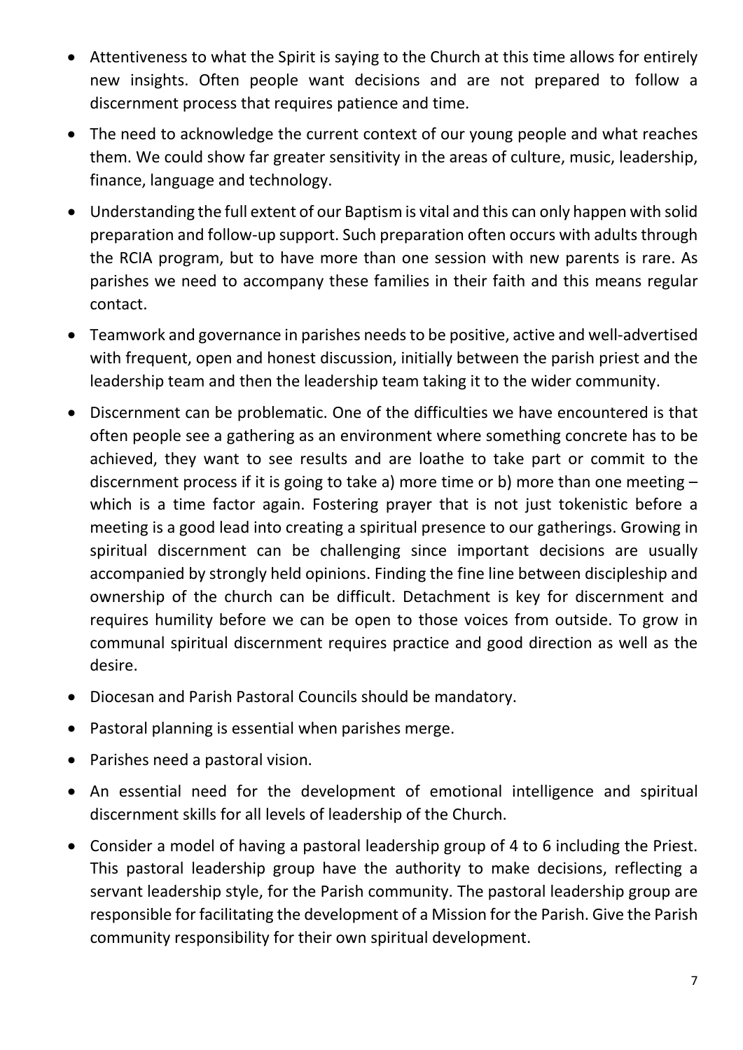- Attentiveness to what the Spirit is saying to the Church at this time allows for entirely new insights. Often people want decisions and are not prepared to follow a discernment process that requires patience and time.
- The need to acknowledge the current context of our young people and what reaches them. We could show far greater sensitivity in the areas of culture, music, leadership, finance, language and technology.
- Understanding the full extent of our Baptism is vital and this can only happen with solid preparation and follow-up support. Such preparation often occurs with adults through the RCIA program, but to have more than one session with new parents is rare. As parishes we need to accompany these families in their faith and this means regular contact.
- Teamwork and governance in parishes needs to be positive, active and well-advertised with frequent, open and honest discussion, initially between the parish priest and the leadership team and then the leadership team taking it to the wider community.
- Discernment can be problematic. One of the difficulties we have encountered is that often people see a gathering as an environment where something concrete has to be achieved, they want to see results and are loathe to take part or commit to the discernment process if it is going to take a) more time or b) more than one meeting – which is a time factor again. Fostering prayer that is not just tokenistic before a meeting is a good lead into creating a spiritual presence to our gatherings. Growing in spiritual discernment can be challenging since important decisions are usually accompanied by strongly held opinions. Finding the fine line between discipleship and ownership of the church can be difficult. Detachment is key for discernment and requires humility before we can be open to those voices from outside. To grow in communal spiritual discernment requires practice and good direction as well as the desire.
- Diocesan and Parish Pastoral Councils should be mandatory.
- Pastoral planning is essential when parishes merge.
- Parishes need a pastoral vision.
- An essential need for the development of emotional intelligence and spiritual discernment skills for all levels of leadership of the Church.
- Consider a model of having a pastoral leadership group of 4 to 6 including the Priest. This pastoral leadership group have the authority to make decisions, reflecting a servant leadership style, for the Parish community. The pastoral leadership group are responsible for facilitating the development of a Mission for the Parish. Give the Parish community responsibility for their own spiritual development.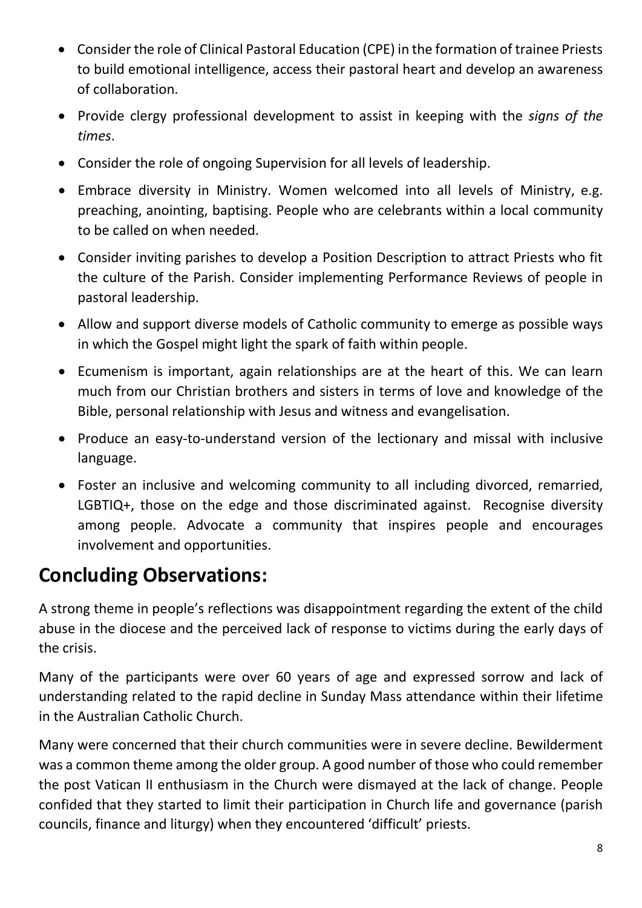- Consider the role of Clinical Pastoral Education (CPE) in the formation of trainee Priests to build emotional intelligence, access their pastoral heart and develop an awareness of collaboration.
- Provide clergy professional development to assist in keeping with the *signs of the times*.
- Consider the role of ongoing Supervision for all levels of leadership.
- Embrace diversity in Ministry. Women welcomed into all levels of Ministry, e.g. preaching, anointing, baptising. People who are celebrants within a local community to be called on when needed.
- Consider inviting parishes to develop a Position Description to attract Priests who fit the culture of the Parish. Consider implementing Performance Reviews of people in pastoral leadership.
- Allow and support diverse models of Catholic community to emerge as possible ways in which the Gospel might light the spark of faith within people.
- Ecumenism is important, again relationships are at the heart of this. We can learn much from our Christian brothers and sisters in terms of love and knowledge of the Bible, personal relationship with Jesus and witness and evangelisation.
- Produce an easy-to-understand version of the lectionary and missal with inclusive language.
- Foster an inclusive and welcoming community to all including divorced, remarried, LGBTIQ+, those on the edge and those discriminated against. Recognise diversity among people. Advocate a community that inspires people and encourages involvement and opportunities.

## Concluding Observations:

A strong theme in people's reflections was disappointment regarding the extent of the child abuse in the diocese and the perceived lack of response to victims during the early days of the crisis.

Many of the participants were over 60 years of age and expressed sorrow and lack of understanding related to the rapid decline in Sunday Mass attendance within their lifetime in the Australian Catholic Church.

Many were concerned that their church communities were in severe decline. Bewilderment was a common theme among the older group. A good number of those who could remember the post Vatican II enthusiasm in the Church were dismayed at the lack of change. People confided that they started to limit their participation in Church life and governance (parish councils, finance and liturgy) when they encountered 'difficult' priests.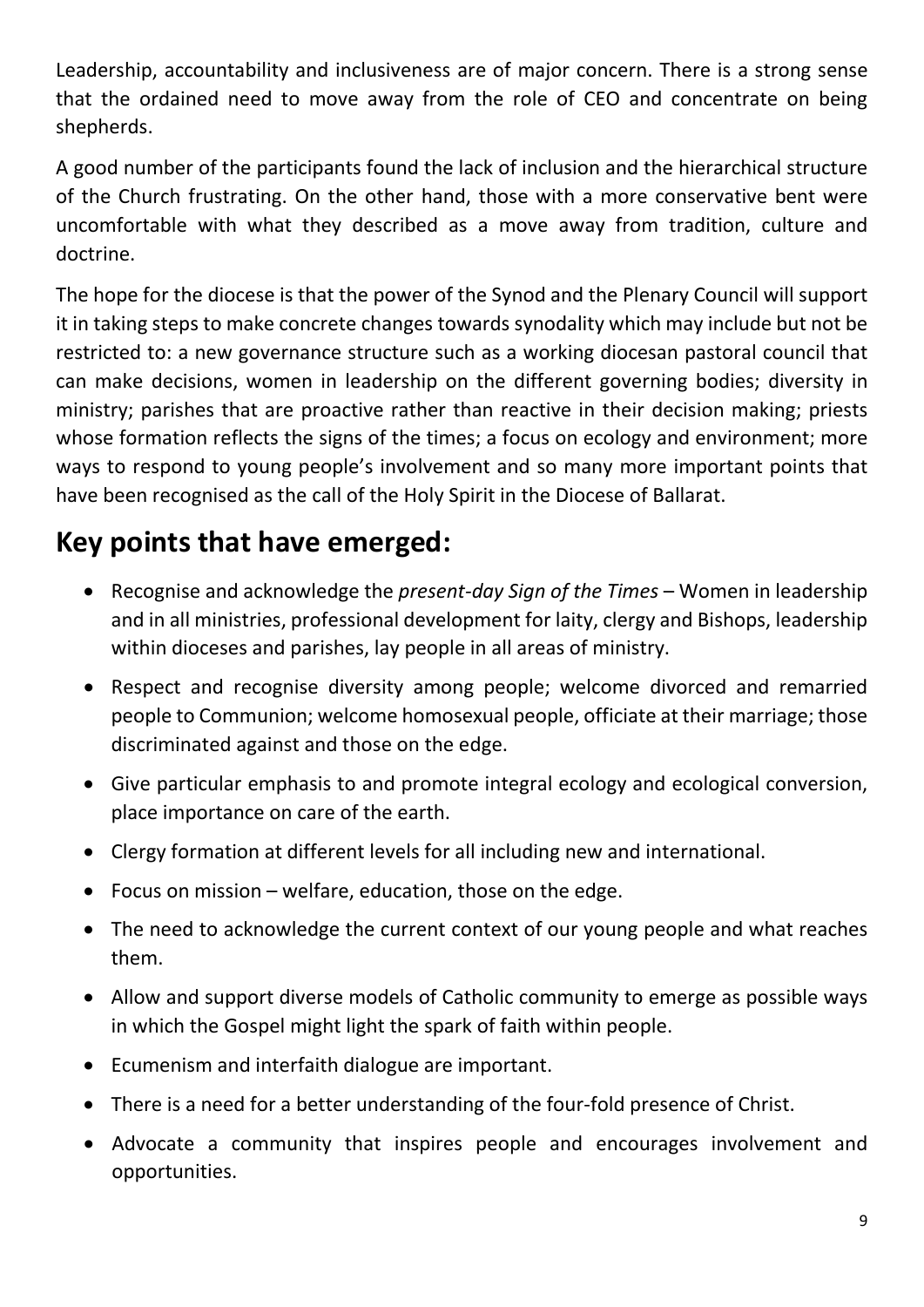Leadership, accountability and inclusiveness are of major concern. There is a strong sense that the ordained need to move away from the role of CEO and concentrate on being shepherds.

A good number of the participants found the lack of inclusion and the hierarchical structure of the Church frustrating. On the other hand, those with a more conservative bent were uncomfortable with what they described as a move away from tradition, culture and doctrine.

The hope for the diocese is that the power of the Synod and the Plenary Council will support it in taking steps to make concrete changes towards synodality which may include but not be restricted to: a new governance structure such as a working diocesan pastoral council that can make decisions, women in leadership on the different governing bodies; diversity in ministry; parishes that are proactive rather than reactive in their decision making; priests whose formation reflects the signs of the times; a focus on ecology and environment; more ways to respond to young people's involvement and so many more important points that have been recognised as the call of the Holy Spirit in the Diocese of Ballarat.

## Key points that have emerged:

- Recognise and acknowledge the *present-day Sign of the Times* – Women in leadership and in all ministries, professional development for laity, clergy and Bishops, leadership within dioceses and parishes, lay people in all areas of ministry.
- Respect and recognise diversity among people; welcome divorced and remarried people to Communion; welcome homosexual people, officiate at their marriage; those discriminated against and those on the edge.
- Give particular emphasis to and promote integral ecology and ecological conversion, place importance on care of the earth.
- Clergy formation at different levels for all including new and international.
- Focus on mission – welfare, education, those on the edge.
- The need to acknowledge the current context of our young people and what reaches them.
- Allow and support diverse models of Catholic community to emerge as possible ways in which the Gospel might light the spark of faith within people.
- Ecumenism and interfaith dialogue are important.
- There is a need for a better understanding of the four-fold presence of Christ.
- Advocate a community that inspires people and encourages involvement and opportunities.